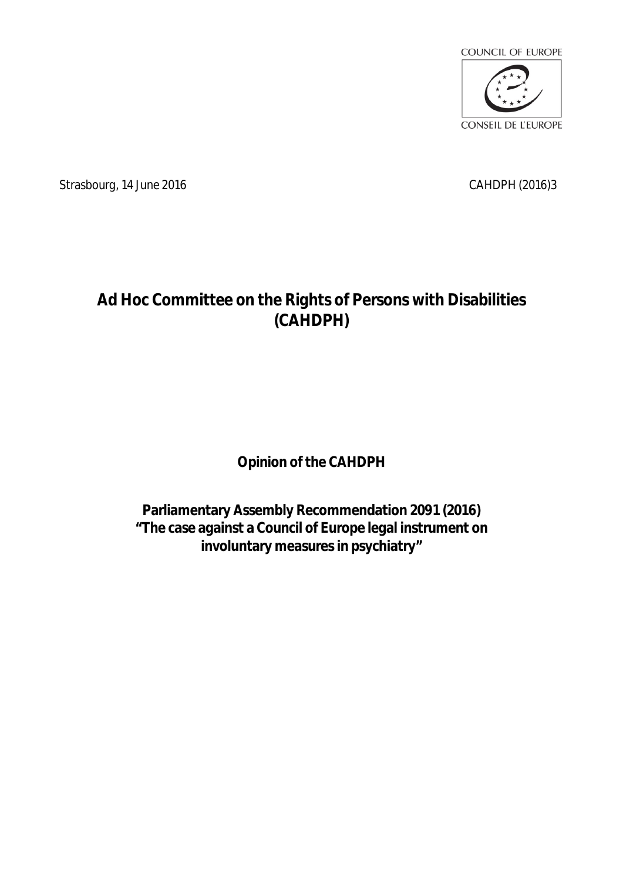COUNCIL OF EUROPE

CONSEIL DE L'EUROPE

Strasbourg, 14 June 2016

CAHDPH (2016)3

# Ad Hoc Committee on the Rights of Persons with Disabilities (CAHDPH)

## Opinion of the CAHDPH

## Parliamentary Assembly Recommendation 2091 (2016) "The case against a Council of Europe legal instrument on involuntary measures in psychiatry"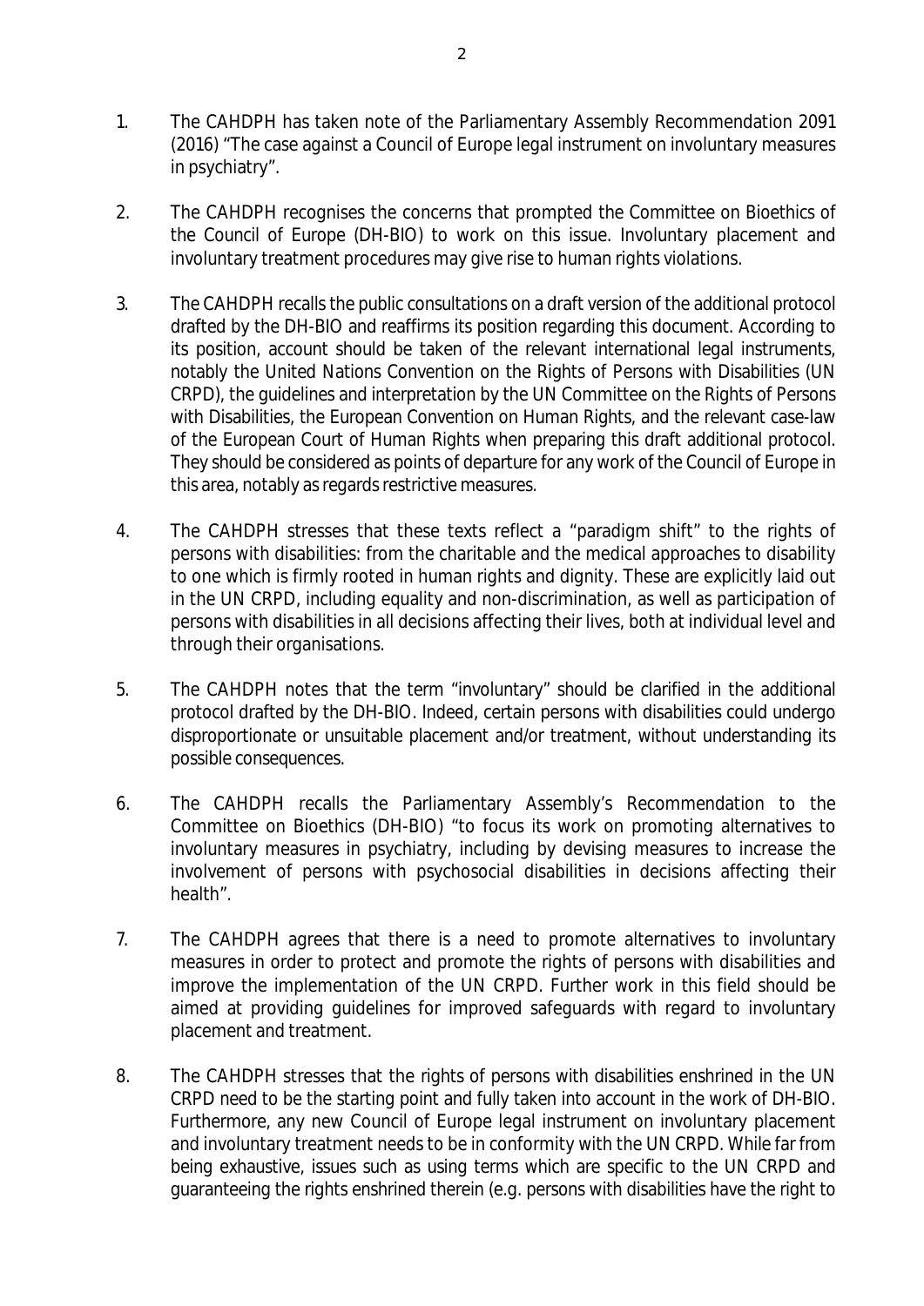1. The CAHDPH has taken note of the Parliamentary Assembly Recommendation 2091 (2016) "The case against a Council of Europe legal instrument on involuntary measures in psychiatry".

2. The CAHDPH recognises the concerns that prompted the Committee on Bioethics of the Council of Europe (DH-BIO) to work on this issue. Involuntary placement and involuntary treatment procedures may give rise to human rights violations.

3. The CAHDPH recalls the public consultations on a draft version of the additional protocol drafted by the DH-BIO and reaffirms its position regarding this document. According to its position, account should be taken of the relevant international legal instruments, notably the United Nations Convention on the Rights of Persons with Disabilities (UN CRPD), the guidelines and interpretation by the UN Committee on the Rights of Persons with Disabilities, the European Convention on Human Rights, and the relevant case-law of the European Court of Human Rights when preparing this draft additional protocol. They should be considered as points of departure for any work of the Council of Europe in this area, notably as regards restrictive measures.

4. The CAHDPH stresses that these texts reflect a "paradigm shift" to the rights of persons with disabilities: from the charitable and the medical approaches to disability to one which is firmly rooted in human rights and dignity. These are explicitly laid out in the UN CRPD, including equality and non-discrimination, as well as participation of persons with disabilities in all decisions affecting their lives, both at individual level and through their organisations.

5. The CAHDPH notes that the term "involuntary" should be clarified in the additional protocol drafted by the DH-BIO. Indeed, certain persons with disabilities could undergo disproportionate or unsuitable placement and/or treatment, without understanding its possible consequences.

6. The CAHDPH recalls the Parliamentary Assembly's Recommendation to the Committee on Bioethics (DH-BIO) "to focus its work on promoting alternatives to involuntary measures in psychiatry, including by devising measures to increase the involvement of persons with psychosocial disabilities in decisions affecting their health".

7. The CAHDPH agrees that there is a need to promote alternatives to involuntary measures in order to protect and promote the rights of persons with disabilities and improve the implementation of the UN CRPD. Further work in this field should be aimed at providing guidelines for improved safeguards with regard to involuntary placement and treatment.

8. The CAHDPH stresses that the rights of persons with disabilities enshrined in the UN CRPD need to be the starting point and fully taken into account in the work of DH-BIO. Furthermore, any new Council of Europe legal instrument on involuntary placement and involuntary treatment needs to be in conformity with the UN CRPD. While far from being exhaustive, issues such as using terms which are specific to the UN CRPD and guaranteeing the rights enshrined therein (e.g. persons with disabilities have the right to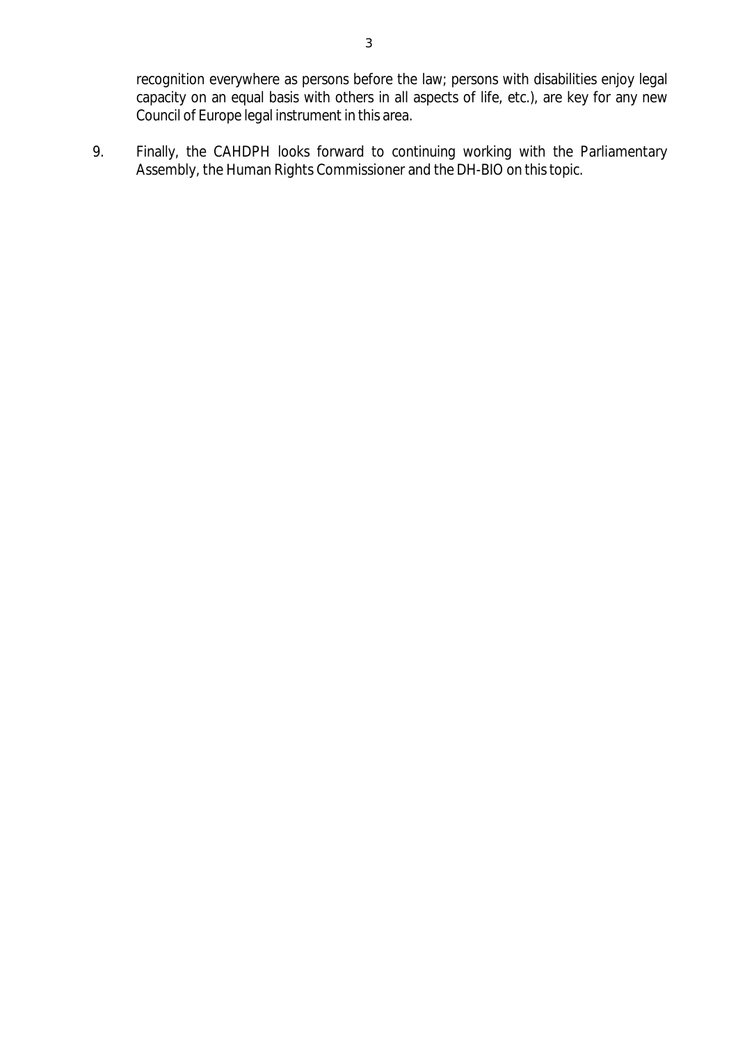recognition everywhere as persons before the law; persons with disabilities enjoy legal capacity on an equal basis with others in all aspects of life, etc.), are key for any new Council of Europe legal instrument in this area.

9. Finally, the CAHDPH looks forward to continuing working with the Parliamentary Assembly, the Human Rights Commissioner and the DH-BIO on this topic.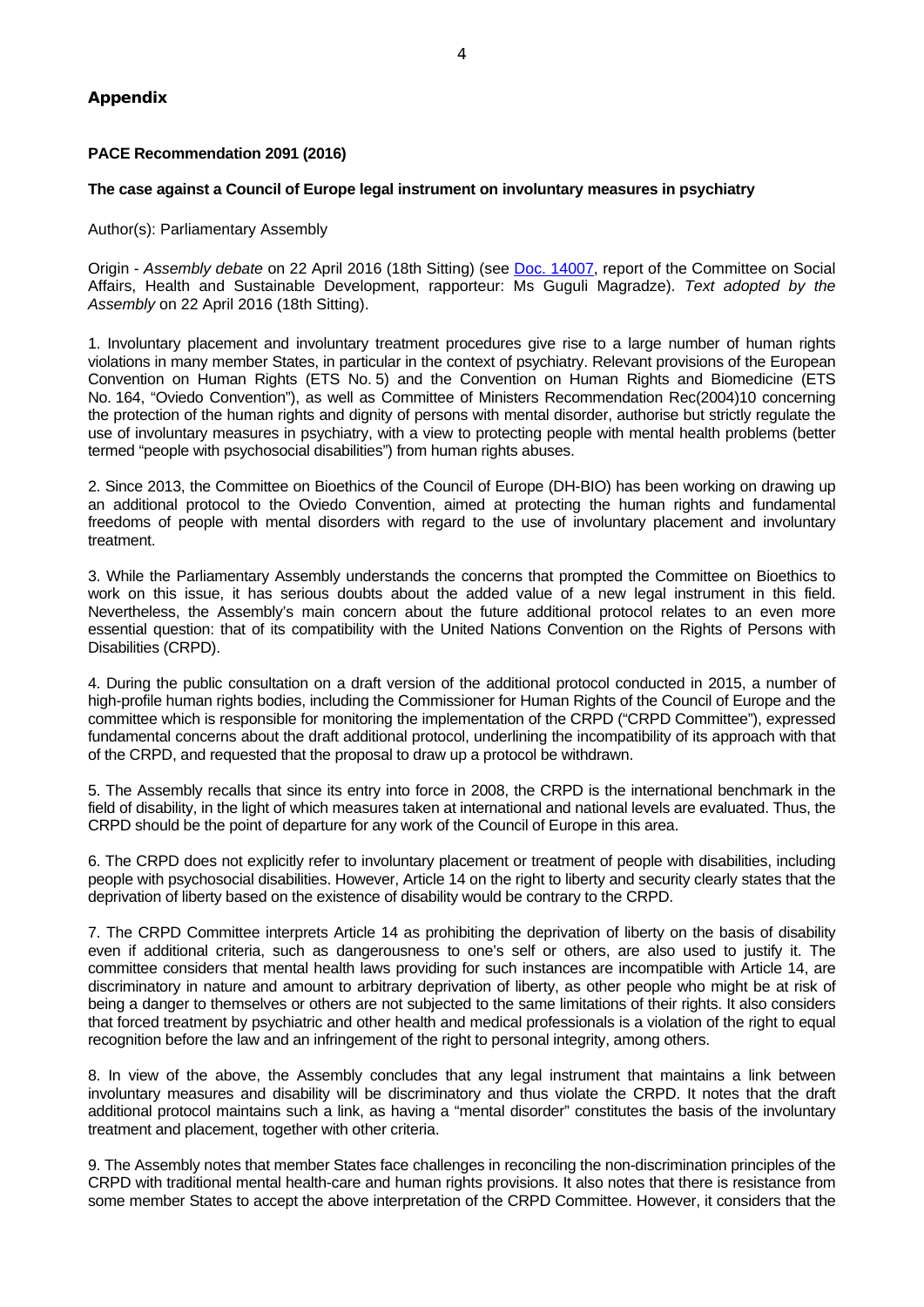## Appendix

**PACE Recommendation 2091 (2016)**

**The case against a Council of Europe legal instrument on involuntary measures in psychiatry**

Author(s): Parliamentary Assembly

Origin - *Assembly debate* on 22 April 2016 (18th Sitting) (see Doc. 14007, report of the Committee on Social Affairs, Health and Sustainable Development, rapporteur: Ms Guguli Magradze). *Text adopted by the Assembly* on 22 April 2016 (18th Sitting).

1. Involuntary placement and involuntary treatment procedures give rise to a large number of human rights violations in many member States, in particular in the context of psychiatry. Relevant provisions of the European Convention on Human Rights (ETS No. 5) and the Convention on Human Rights and Biomedicine (ETS No. 164, "Oviedo Convention"), as well as Committee of Ministers Recommendation Rec(2004)10 concerning the protection of the human rights and dignity of persons with mental disorder, authorise but strictly regulate the use of involuntary measures in psychiatry, with a view to protecting people with mental health problems (better termed "people with psychosocial disabilities") from human rights abuses.

2. Since 2013, the Committee on Bioethics of the Council of Europe (DH-BIO) has been working on drawing up an additional protocol to the Oviedo Convention, aimed at protecting the human rights and fundamental freedoms of people with mental disorders with regard to the use of involuntary placement and involuntary treatment.

3. While the Parliamentary Assembly understands the concerns that prompted the Committee on Bioethics to work on this issue, it has serious doubts about the added value of a new legal instrument in this field. Nevertheless, the Assembly's main concern about the future additional protocol relates to an even more essential question: that of its compatibility with the United Nations Convention on the Rights of Persons with Disabilities (CRPD).

4. During the public consultation on a draft version of the additional protocol conducted in 2015, a number of high-profile human rights bodies, including the Commissioner for Human Rights of the Council of Europe and the committee which is responsible for monitoring the implementation of the CRPD ("CRPD Committee"), expressed fundamental concerns about the draft additional protocol, underlining the incompatibility of its approach with that of the CRPD, and requested that the proposal to draw up a protocol be withdrawn.

5. The Assembly recalls that since its entry into force in 2008, the CRPD is the international benchmark in the field of disability, in the light of which measures taken at international and national levels are evaluated. Thus, the CRPD should be the point of departure for any work of the Council of Europe in this area.

6. The CRPD does not explicitly refer to involuntary placement or treatment of people with disabilities, including people with psychosocial disabilities. However, Article 14 on the right to liberty and security clearly states that the deprivation of liberty based on the existence of disability would be contrary to the CRPD.

7. The CRPD Committee interprets Article 14 as prohibiting the deprivation of liberty on the basis of disability even if additional criteria, such as dangerousness to one's self or others, are also used to justify it. The committee considers that mental health laws providing for such instances are incompatible with Article 14, are discriminatory in nature and amount to arbitrary deprivation of liberty, as other people who might be at risk of being a danger to themselves or others are not subjected to the same limitations of their rights. It also considers that forced treatment by psychiatric and other health and medical professionals is a violation of the right to equal recognition before the law and an infringement of the right to personal integrity, among others.

8. In view of the above, the Assembly concludes that any legal instrument that maintains a link between involuntary measures and disability will be discriminatory and thus violate the CRPD. It notes that the draft additional protocol maintains such a link, as having a "mental disorder" constitutes the basis of the involuntary treatment and placement, together with other criteria.

9. The Assembly notes that member States face challenges in reconciling the non-discrimination principles of the CRPD with traditional mental health-care and human rights provisions. It also notes that there is resistance from some member States to accept the above interpretation of the CRPD Committee. However, it considers that the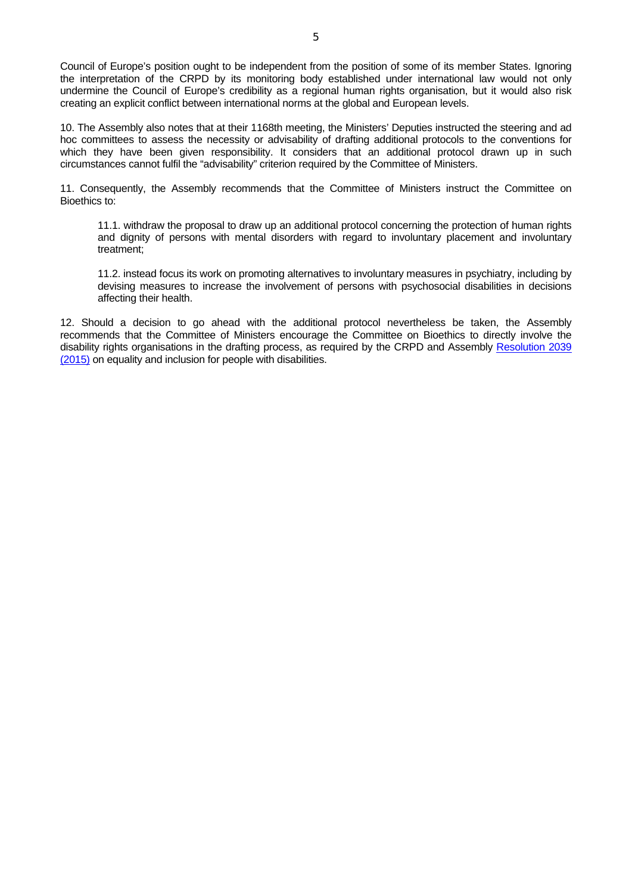Council of Europe's position ought to be independent from the position of some of its member States. Ignoring the interpretation of the CRPD by its monitoring body established under international law would not only undermine the Council of Europe's credibility as a regional human rights organisation, but it would also risk creating an explicit conflict between international norms at the global and European levels.

10. The Assembly also notes that at their 1168th meeting, the Ministers' Deputies instructed the steering and ad hoc committees to assess the necessity or advisability of drafting additional protocols to the conventions for which they have been given responsibility. It considers that an additional protocol drawn up in such circumstances cannot fulfil the "advisability" criterion required by the Committee of Ministers.

11. Consequently, the Assembly recommends that the Committee of Ministers instruct the Committee on Bioethics to:

> 11.1. withdraw the proposal to draw up an additional protocol concerning the protection of human rights and dignity of persons with mental disorders with regard to involuntary placement and involuntary treatment;
>
> 11.2. instead focus its work on promoting alternatives to involuntary measures in psychiatry, including by devising measures to increase the involvement of persons with psychosocial disabilities in decisions affecting their health.

12. Should a decision to go ahead with the additional protocol nevertheless be taken, the Assembly recommends that the Committee of Ministers encourage the Committee on Bioethics to directly involve the disability rights organisations in the drafting process, as required by the CRPD and Assembly Resolution 2039 (2015) on equality and inclusion for people with disabilities.